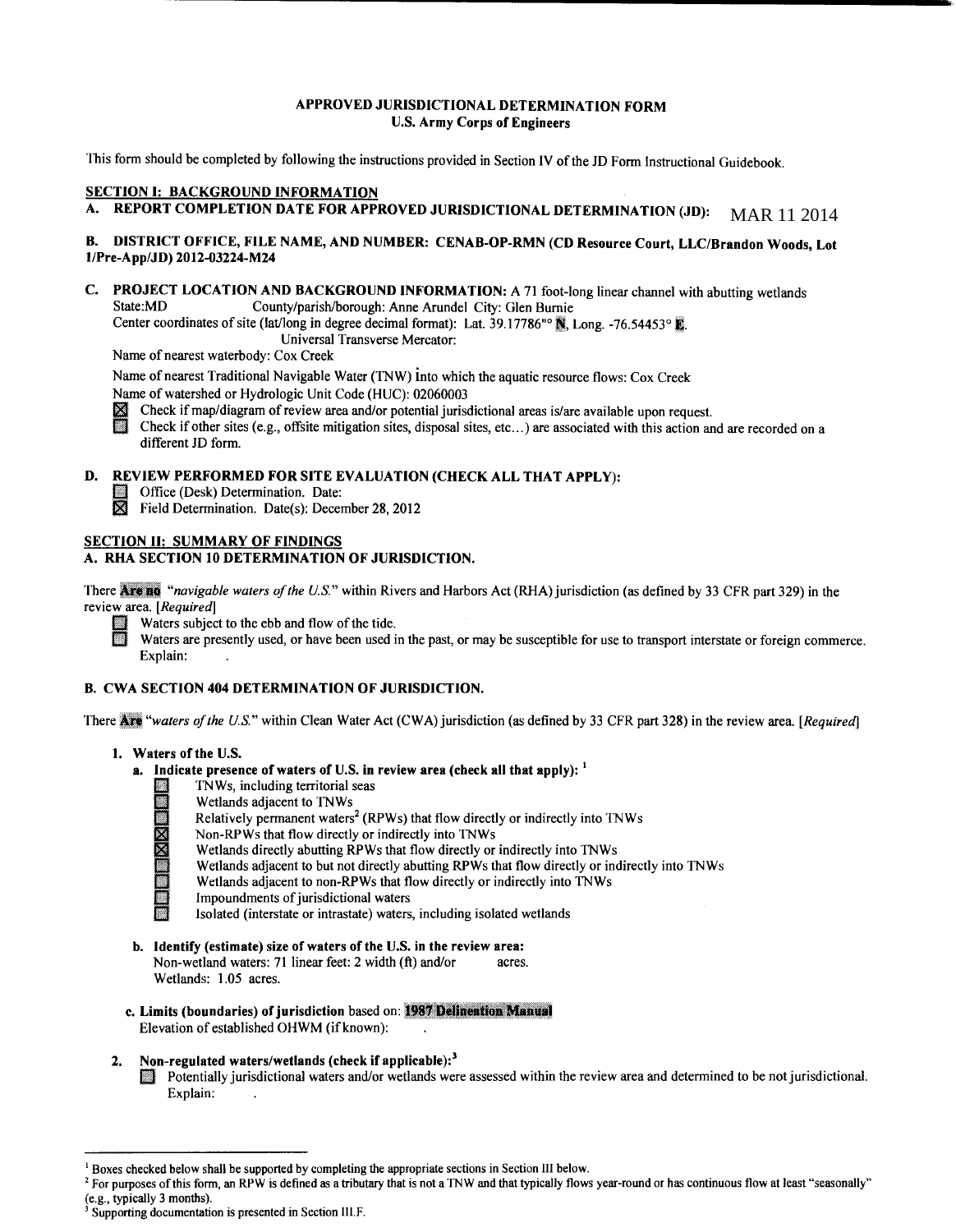**APPROVED JURISDICTIONAL DETERMINATION FORM**
**U.S. Army Corps of Engineers**

This form should be completed by following the instructions provided in Section IV of the JD Form Instructional Guidebook.

## SECTION I: BACKGROUND INFORMATION

**A. REPORT COMPLETION DATE FOR APPROVED JURISDICTIONAL DETERMINATION (JD):** MAR 11 2014

**B. DISTRICT OFFICE, FILE NAME, AND NUMBER: CENAB-OP-RMN (CD Resource Court, LLC/Brandon Woods, Lot 1/Pre-App/JD) 2012-03224-M24**

**C. PROJECT LOCATION AND BACKGROUND INFORMATION:** A 71 foot-long linear channel with abutting wetlands

State:MD County/parish/borough: Anne Arundel City: Glen Burnie

Center coordinates of site (lat/long in degree decimal format): Lat. 39.17786°° N, Long. -76.54453° E.

Universal Transverse Mercator:

Name of nearest waterbody: Cox Creek

Name of nearest Traditional Navigable Water (TNW) into which the aquatic resource flows: Cox Creek

Name of watershed or Hydrologic Unit Code (HUC): 02060003

- ☒ Check if map/diagram of review area and/or potential jurisdictional areas is/are available upon request.
- ☐ Check if other sites (e.g., offsite mitigation sites, disposal sites, etc...) are associated with this action and are recorded on a different JD form.

**D. REVIEW PERFORMED FOR SITE EVALUATION (CHECK ALL THAT APPLY):**

- ☐ Office (Desk) Determination. Date:
- ☒ Field Determination. Date(s): December 28, 2012

## SECTION II: SUMMARY OF FINDINGS

**A. RHA SECTION 10 DETERMINATION OF JURISDICTION.**

There **Are no** *"navigable waters of the U.S."* within Rivers and Harbors Act (RHA) jurisdiction (as defined by 33 CFR part 329) in the review area. *[Required]*

- ☐ Waters subject to the ebb and flow of the tide.
- ☐ Waters are presently used, or have been used in the past, or may be susceptible for use to transport interstate or foreign commerce. Explain: .

**B. CWA SECTION 404 DETERMINATION OF JURISDICTION.**

There **Are** *"waters of the U.S."* within Clean Water Act (CWA) jurisdiction (as defined by 33 CFR part 328) in the review area. *[Required]*

**1. Waters of the U.S.**

**a. Indicate presence of waters of U.S. in review area (check all that apply):** [1]

- ☐ TNWs, including territorial seas
- ☐ Wetlands adjacent to TNWs
- ☐ Relatively permanent waters[2] (RPWs) that flow directly or indirectly into TNWs
- ☒ Non-RPWs that flow directly or indirectly into TNWs
- ☒ Wetlands directly abutting RPWs that flow directly or indirectly into TNWs
- ☐ Wetlands adjacent to but not directly abutting RPWs that flow directly or indirectly into TNWs
- ☐ Wetlands adjacent to non-RPWs that flow directly or indirectly into TNWs
- ☐ Impoundments of jurisdictional waters
- ☐ Isolated (interstate or intrastate) waters, including isolated wetlands

**b. Identify (estimate) size of waters of the U.S. in the review area:**

Non-wetland waters: 71 linear feet: 2 width (ft) and/or acres.

Wetlands: 1.05 acres.

**c. Limits (boundaries) of jurisdiction** based on: **1987 Delineation Manual**

Elevation of established OHWM (if known): .

**2. Non-regulated waters/wetlands (check if applicable):**[3]

- ☐ Potentially jurisdictional waters and/or wetlands were assessed within the review area and determined to be not jurisdictional. Explain: .

---

[1] Boxes checked below shall be supported by completing the appropriate sections in Section III below.

[2] For purposes of this form, an RPW is defined as a tributary that is not a TNW and that typically flows year-round or has continuous flow at least "seasonally" (e.g., typically 3 months).

[3] Supporting documentation is presented in Section III.F.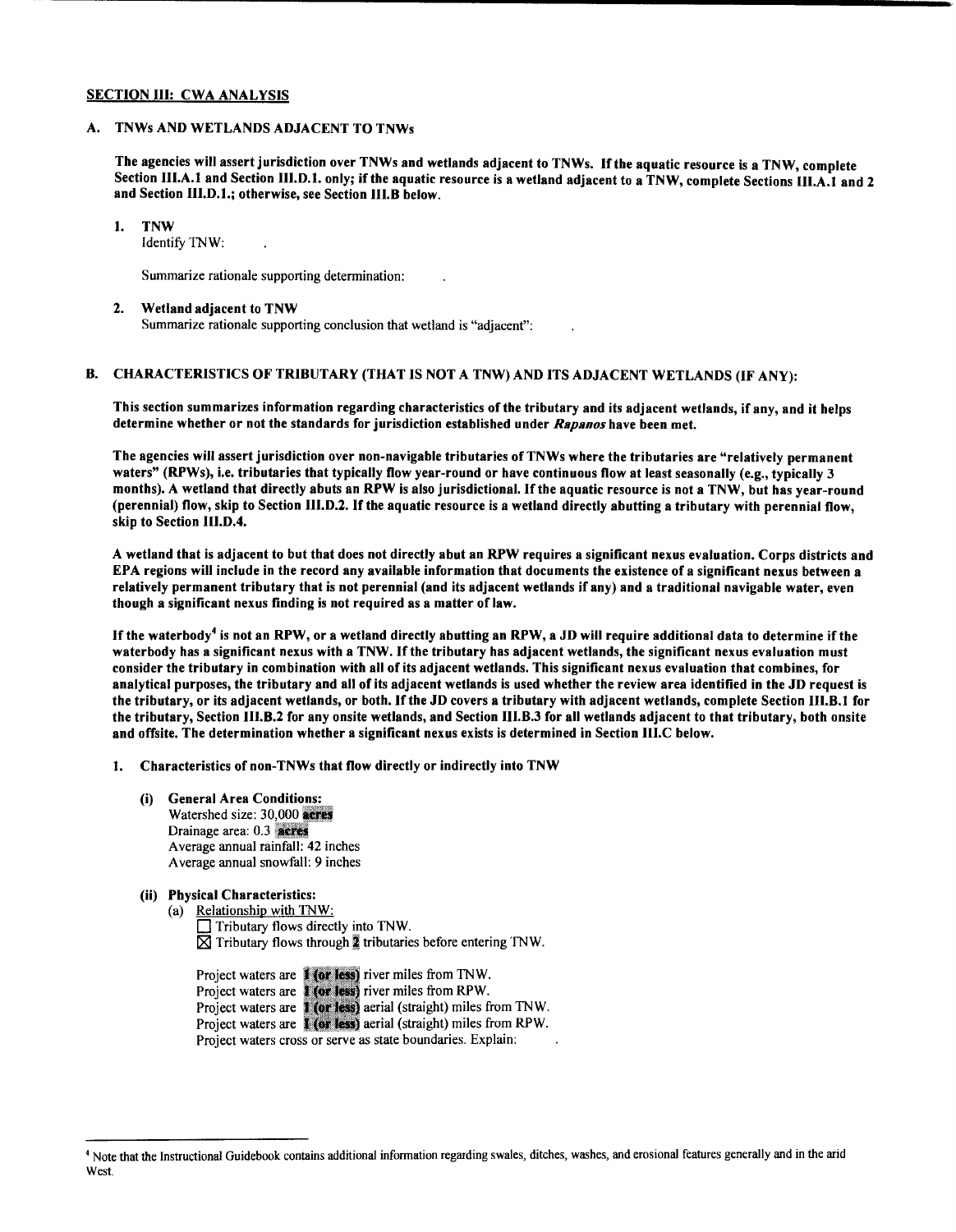## SECTION III: CWA ANALYSIS

### A. TNWs AND WETLANDS ADJACENT TO TNWs

**The agencies will assert jurisdiction over TNWs and wetlands adjacent to TNWs. If the aquatic resource is a TNW, complete Section III.A.1 and Section III.D.1. only; if the aquatic resource is a wetland adjacent to a TNW, complete Sections III.A.1 and 2 and Section III.D.1.; otherwise, see Section III.B below.**

1. **TNW**
   Identify TNW: .

   Summarize rationale supporting determination: .

2. **Wetland adjacent to TNW**
   Summarize rationale supporting conclusion that wetland is "adjacent": .

### B. CHARACTERISTICS OF TRIBUTARY (THAT IS NOT A TNW) AND ITS ADJACENT WETLANDS (IF ANY):

**This section summarizes information regarding characteristics of the tributary and its adjacent wetlands, if any, and it helps determine whether or not the standards for jurisdiction established under *Rapanos* have been met.**

**The agencies will assert jurisdiction over non-navigable tributaries of TNWs where the tributaries are "relatively permanent waters" (RPWs), i.e. tributaries that typically flow year-round or have continuous flow at least seasonally (e.g., typically 3 months). A wetland that directly abuts an RPW is also jurisdictional. If the aquatic resource is not a TNW, but has year-round (perennial) flow, skip to Section III.D.2. If the aquatic resource is a wetland directly abutting a tributary with perennial flow, skip to Section III.D.4.**

**A wetland that is adjacent to but that does not directly abut an RPW requires a significant nexus evaluation. Corps districts and EPA regions will include in the record any available information that documents the existence of a significant nexus between a relatively permanent tributary that is not perennial (and its adjacent wetlands if any) and a traditional navigable water, even though a significant nexus finding is not required as a matter of law.**

**If the waterbody[4] is not an RPW, or a wetland directly abutting an RPW, a JD will require additional data to determine if the waterbody has a significant nexus with a TNW. If the tributary has adjacent wetlands, the significant nexus evaluation must consider the tributary in combination with all of its adjacent wetlands. This significant nexus evaluation that combines, for analytical purposes, the tributary and all of its adjacent wetlands is used whether the review area identified in the JD request is the tributary, or its adjacent wetlands, or both. If the JD covers a tributary with adjacent wetlands, complete Section III.B.1 for the tributary, Section III.B.2 for any onsite wetlands, and Section III.B.3 for all wetlands adjacent to that tributary, both onsite and offsite. The determination whether a significant nexus exists is determined in Section III.C below.**

1. **Characteristics of non-TNWs that flow directly or indirectly into TNW**

   **(i) General Area Conditions:**
   Watershed size: 30,000 acres
   Drainage area: 0.3 acres
   Average annual rainfall: 42 inches
   Average annual snowfall: 9 inches

   **(ii) Physical Characteristics:**
   (a) Relationship with TNW:
   ☐ Tributary flows directly into TNW.
   ☒ Tributary flows through 2 tributaries before entering TNW.

   Project waters are 1 (or less) river miles from TNW.
   Project waters are 1 (or less) river miles from RPW.
   Project waters are 1 (or less) aerial (straight) miles from TNW.
   Project waters are 1 (or less) aerial (straight) miles from RPW.
   Project waters cross or serve as state boundaries. Explain: .

---

[4] Note that the Instructional Guidebook contains additional information regarding swales, ditches, washes, and erosional features generally and in the arid West.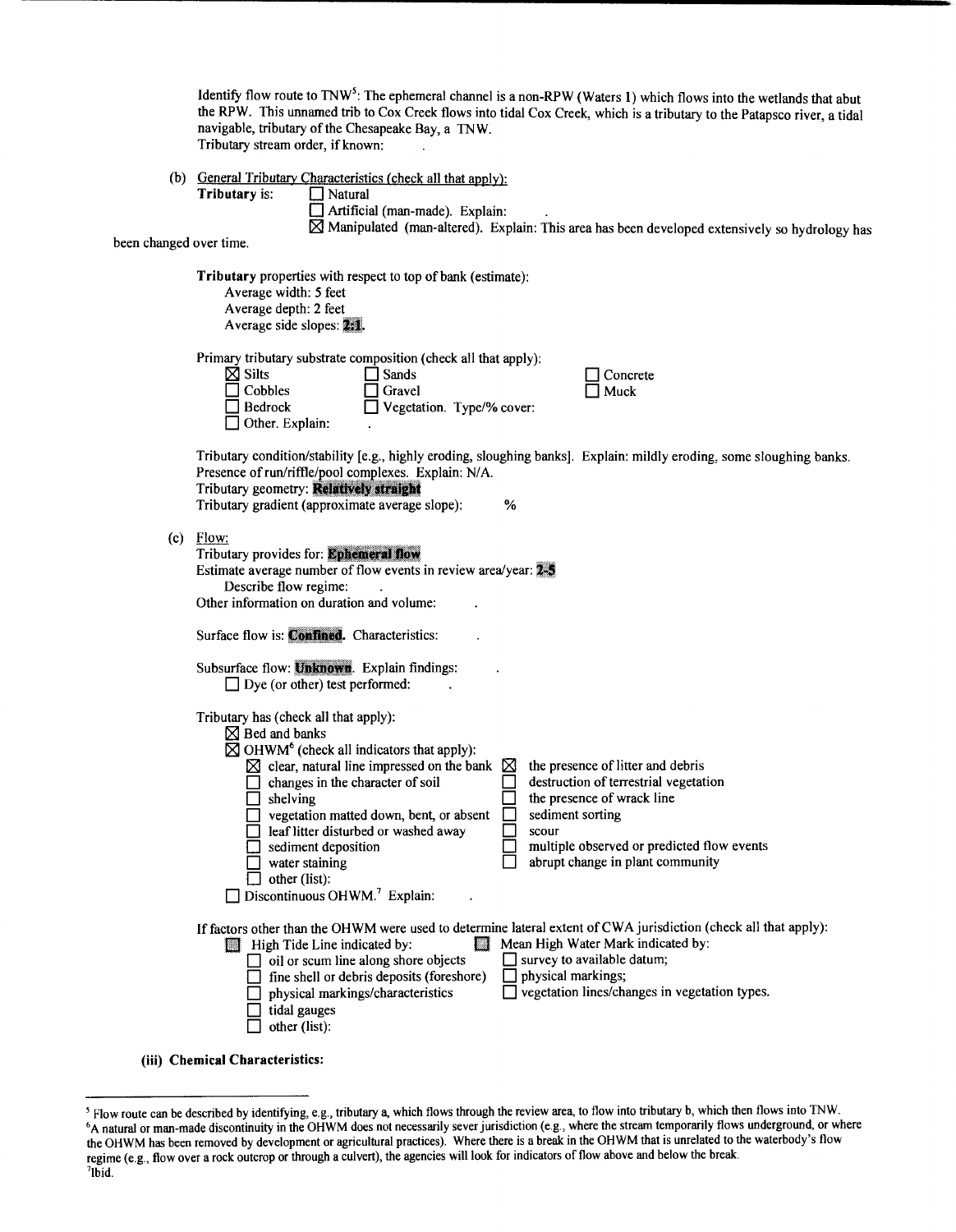Identify flow route to TNW[5]: The ephemeral channel is a non-RPW (Waters 1) which flows into the wetlands that abut the RPW. This unnamed trib to Cox Creek flows into tidal Cox Creek, which is a tributary to the Patapsco river, a tidal navigable, tributary of the Chesapeake Bay, a TNW.
Tributary stream order, if known: .

(b) General Tributary Characteristics (check all that apply):

**Tributary** is:
- ☐ Natural
- ☐ Artificial (man-made). Explain: .
- ☒ Manipulated (man-altered). Explain: This area has been developed extensively so hydrology has been changed over time.

**Tributary** properties with respect to top of bank (estimate):
- Average width: 5 feet
- Average depth: 2 feet
- Average side slopes: **2:1**.

Primary tributary substrate composition (check all that apply):
- ☒ Silts
- ☐ Sands
- ☐ Concrete
- ☐ Cobbles
- ☐ Gravel
- ☐ Muck
- ☐ Bedrock
- ☐ Vegetation. Type/% cover:
- ☐ Other. Explain: .

Tributary condition/stability [e.g., highly eroding, sloughing banks]. Explain: mildly eroding, some sloughing banks.
Presence of run/riffle/pool complexes. Explain: N/A.
Tributary geometry: **Relatively straight**
Tributary gradient (approximate average slope): %

(c) Flow:

Tributary provides for: **Ephemeral flow**
Estimate average number of flow events in review area/year: **2-5**
Describe flow regime: .
Other information on duration and volume: .

Surface flow is: **Confined**. Characteristics: .

Subsurface flow: **Unknown**. Explain findings: .
- ☐ Dye (or other) test performed: .

Tributary has (check all that apply):
- ☒ Bed and banks
- ☒ OHWM[6] (check all indicators that apply):
  - ☒ clear, natural line impressed on the bank
  - ☐ changes in the character of soil
  - ☐ shelving
  - ☐ vegetation matted down, bent, or absent
  - ☐ leaf litter disturbed or washed away
  - ☐ sediment deposition
  - ☐ water staining
  - ☐ other (list):
  - ☒ the presence of litter and debris
  - ☐ destruction of terrestrial vegetation
  - ☐ the presence of wrack line
  - ☐ sediment sorting
  - ☐ scour
  - ☐ multiple observed or predicted flow events
  - ☐ abrupt change in plant community
- ☐ Discontinuous OHWM.[7] Explain: .

If factors other than the OHWM were used to determine lateral extent of CWA jurisdiction (check all that apply):
- ☐ High Tide Line indicated by:
  - ☐ oil or scum line along shore objects
  - ☐ fine shell or debris deposits (foreshore)
  - ☐ physical markings/characteristics
  - ☐ tidal gauges
  - ☐ other (list):
- ☐ Mean High Water Mark indicated by:
  - ☐ survey to available datum;
  - ☐ physical markings;
  - ☐ vegetation lines/changes in vegetation types.

**(iii) Chemical Characteristics:**

---

[5] Flow route can be described by identifying, e.g., tributary a, which flows through the review area, to flow into tributary b, which then flows into TNW.
[6] A natural or man-made discontinuity in the OHWM does not necessarily sever jurisdiction (e.g., where the stream temporarily flows underground, or where the OHWM has been removed by development or agricultural practices). Where there is a break in the OHWM that is unrelated to the waterbody's flow regime (e.g., flow over a rock outcrop or through a culvert), the agencies will look for indicators of flow above and below the break.
[7] Ibid.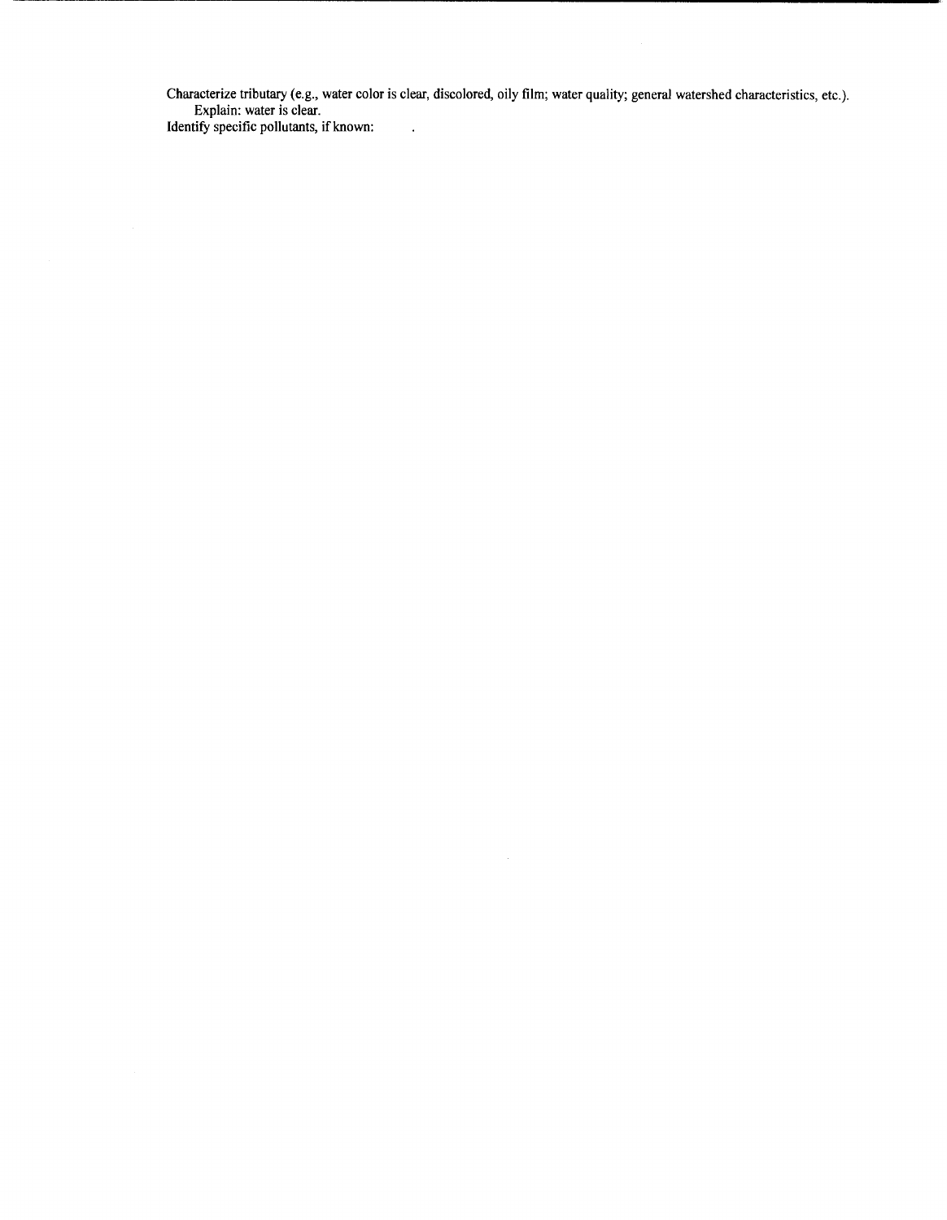Characterize tributary (e.g., water color is clear, discolored, oily film; water quality; general watershed characteristics, etc.).
    Explain: water is clear.
Identify specific pollutants, if known:        .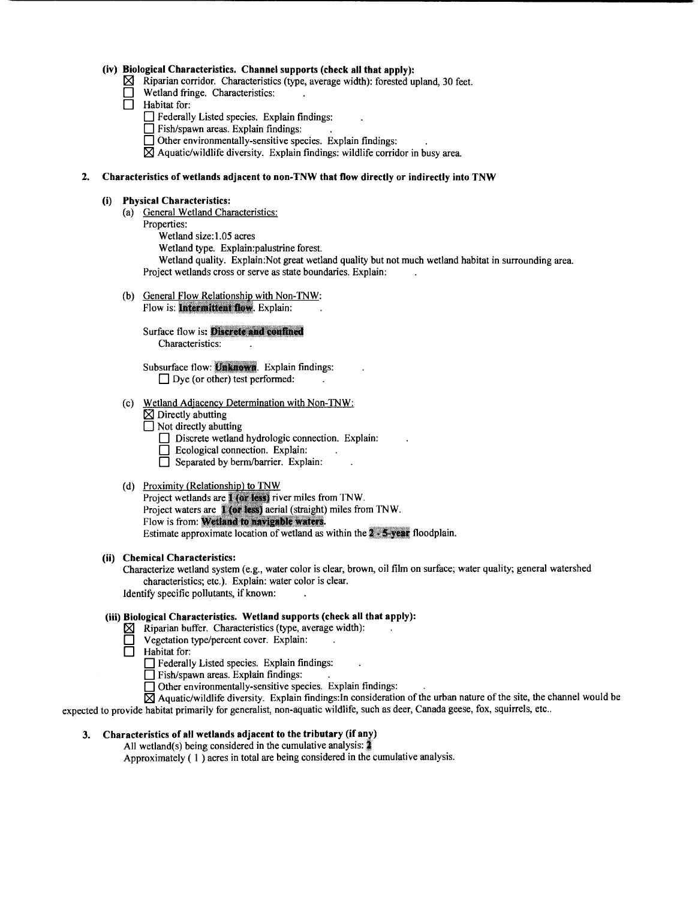#### (iv) Biological Characteristics. Channel supports (check all that apply):

- ☒ Riparian corridor. Characteristics (type, average width): forested upland, 30 feet.
- ☐ Wetland fringe. Characteristics: .
- ☐ Habitat for:
  - ☐ Federally Listed species. Explain findings: .
  - ☐ Fish/spawn areas. Explain findings: .
  - ☐ Other environmentally-sensitive species. Explain findings: .
  - ☒ Aquatic/wildlife diversity. Explain findings: wildlife corridor in busy area.

### 2. Characteristics of wetlands adjacent to non-TNW that flow directly or indirectly into TNW

#### (i) Physical Characteristics:

(a) General Wetland Characteristics:

Properties:

Wetland size:1.05 acres

Wetland type. Explain:palustrine forest.

Wetland quality. Explain:Not great wetland quality but not much wetland habitat in surrounding area.

Project wetlands cross or serve as state boundaries. Explain: .

(b) General Flow Relationship with Non-TNW:

Flow is: **Intermittent flow**. Explain: .

Surface flow is: **Discrete and confined**

Characteristics: .

Subsurface flow: **Unknown**. Explain findings: .

☐ Dye (or other) test performed: .

(c) Wetland Adjacency Determination with Non-TNW:

- ☒ Directly abutting
- ☐ Not directly abutting
  - ☐ Discrete wetland hydrologic connection. Explain: .
  - ☐ Ecological connection. Explain: .
  - ☐ Separated by berm/barrier. Explain: .

(d) Proximity (Relationship) to TNW

Project wetlands are **1 (or less)** river miles from TNW.

Project waters are **1 (or less)** aerial (straight) miles from TNW.

Flow is from: **Wetland to navigable waters.**

Estimate approximate location of wetland as within the **2 - 5-year** floodplain.

#### (ii) Chemical Characteristics:

Characterize wetland system (e.g., water color is clear, brown, oil film on surface; water quality; general watershed characteristics; etc.). Explain: water color is clear.

Identify specific pollutants, if known: .

#### (iii) Biological Characteristics. Wetland supports (check all that apply):

- ☒ Riparian buffer. Characteristics (type, average width): .
- ☐ Vegetation type/percent cover. Explain: .
- ☐ Habitat for:
  - ☐ Federally Listed species. Explain findings: .
  - ☐ Fish/spawn areas. Explain findings: .
  - ☐ Other environmentally-sensitive species. Explain findings: .
  - ☒ Aquatic/wildlife diversity. Explain findings:In consideration of the urban nature of the site, the channel would be expected to provide habitat primarily for generalist, non-aquatic wildlife, such as deer, Canada geese, fox, squirrels, etc..

### 3. Characteristics of all wetlands adjacent to the tributary (if any)

All wetland(s) being considered in the cumulative analysis: **1**

Approximately ( 1 ) acres in total are being considered in the cumulative analysis.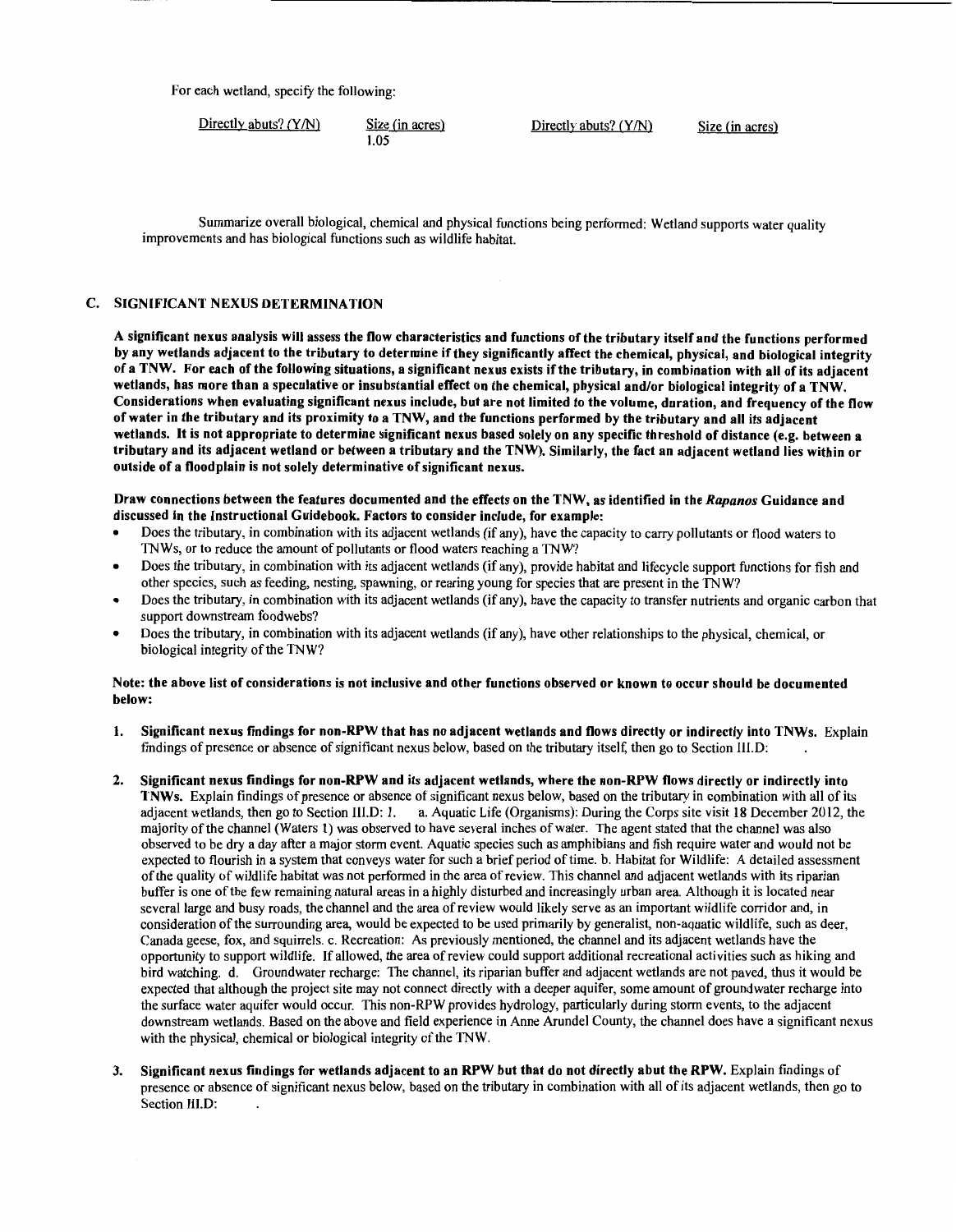For each wetland, specify the following:

| Directly abuts? (Y/N) | Size (in acres) | Directly abuts? (Y/N) | Size (in acres) |
|---|---|---|---|
| | 1.05 | | |

Summarize overall biological, chemical and physical functions being performed: Wetland supports water quality improvements and has biological functions such as wildlife habitat.

## C. SIGNIFICANT NEXUS DETERMINATION

**A significant nexus analysis will assess the flow characteristics and functions of the tributary itself and the functions performed by any wetlands adjacent to the tributary to determine if they significantly affect the chemical, physical, and biological integrity of a TNW. For each of the following situations, a significant nexus exists if the tributary, in combination with all of its adjacent wetlands, has more than a speculative or insubstantial effect on the chemical, physical and/or biological integrity of a TNW. Considerations when evaluating significant nexus include, but are not limited to the volume, duration, and frequency of the flow of water in the tributary and its proximity to a TNW, and the functions performed by the tributary and all its adjacent wetlands. It is not appropriate to determine significant nexus based solely on any specific threshold of distance (e.g. between a tributary and its adjacent wetland or between a tributary and the TNW). Similarly, the fact an adjacent wetland lies within or outside of a floodplain is not solely determinative of significant nexus.**

**Draw connections between the features documented and the effects on the TNW, as identified in the *Rapanos* Guidance and discussed in the Instructional Guidebook. Factors to consider include, for example:**

- Does the tributary, in combination with its adjacent wetlands (if any), have the capacity to carry pollutants or flood waters to TNWs, or to reduce the amount of pollutants or flood waters reaching a TNW?
- Does the tributary, in combination with its adjacent wetlands (if any), provide habitat and lifecycle support functions for fish and other species, such as feeding, nesting, spawning, or rearing young for species that are present in the TNW?
- Does the tributary, in combination with its adjacent wetlands (if any), have the capacity to transfer nutrients and organic carbon that support downstream foodwebs?
- Does the tributary, in combination with its adjacent wetlands (if any), have other relationships to the physical, chemical, or biological integrity of the TNW?

**Note: the above list of considerations is not inclusive and other functions observed or known to occur should be documented below:**

1. **Significant nexus findings for non-RPW that has no adjacent wetlands and flows directly or indirectly into TNWs.** Explain findings of presence or absence of significant nexus below, based on the tributary itself, then go to Section III.D: .

2. **Significant nexus findings for non-RPW and its adjacent wetlands, where the non-RPW flows directly or indirectly into TNWs.** Explain findings of presence or absence of significant nexus below, based on the tributary in combination with all of its adjacent wetlands, then go to Section III.D: 1. a. Aquatic Life (Organisms): During the Corps site visit 18 December 2012, the majority of the channel (Waters 1) was observed to have several inches of water. The agent stated that the channel was also observed to be dry a day after a major storm event. Aquatic species such as amphibians and fish require water and would not be expected to flourish in a system that conveys water for such a brief period of time. b. Habitat for Wildlife: A detailed assessment of the quality of wildlife habitat was not performed in the area of review. This channel and adjacent wetlands with its riparian buffer is one of the few remaining natural areas in a highly disturbed and increasingly urban area. Although it is located near several large and busy roads, the channel and the area of review would likely serve as an important wildlife corridor and, in consideration of the surrounding area, would be expected to be used primarily by generalist, non-aquatic wildlife, such as deer, Canada geese, fox, and squirrels. c. Recreation: As previously mentioned, the channel and its adjacent wetlands have the opportunity to support wildlife. If allowed, the area of review could support additional recreational activities such as hiking and bird watching. d. Groundwater recharge: The channel, its riparian buffer and adjacent wetlands are not paved, thus it would be expected that although the project site may not connect directly with a deeper aquifer, some amount of groundwater recharge into the surface water aquifer would occur. This non-RPW provides hydrology, particularly during storm events, to the adjacent downstream wetlands. Based on the above and field experience in Anne Arundel County, the channel does have a significant nexus with the physical, chemical or biological integrity of the TNW.

3. **Significant nexus findings for wetlands adjacent to an RPW but that do not directly abut the RPW.** Explain findings of presence or absence of significant nexus below, based on the tributary in combination with all of its adjacent wetlands, then go to Section III.D: .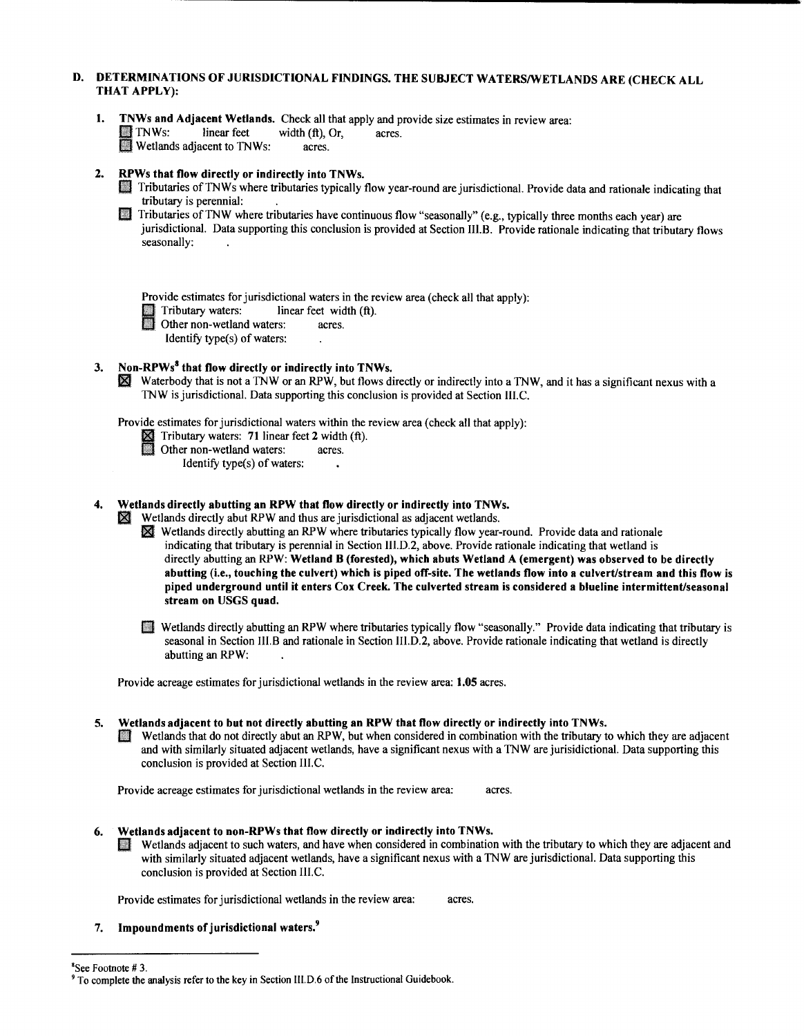## D. DETERMINATIONS OF JURISDICTIONAL FINDINGS. THE SUBJECT WATERS/WETLANDS ARE (CHECK ALL THAT APPLY):

**1. TNWs and Adjacent Wetlands.** Check all that apply and provide size estimates in review area:

- ☐ TNWs: linear feet width (ft), Or, acres.
- ☐ Wetlands adjacent to TNWs: acres.

**2. RPWs that flow directly or indirectly into TNWs.**

- ☐ Tributaries of TNWs where tributaries typically flow year-round are jurisdictional. Provide data and rationale indicating that tributary is perennial: .
- ☐ Tributaries of TNW where tributaries have continuous flow "seasonally" (e.g., typically three months each year) are jurisdictional. Data supporting this conclusion is provided at Section III.B. Provide rationale indicating that tributary flows seasonally: .

Provide estimates for jurisdictional waters in the review area (check all that apply):

- ☐ Tributary waters: linear feet width (ft).
- ☐ Other non-wetland waters: acres.
  Identify type(s) of waters: .

**3. Non-RPWs[8] that flow directly or indirectly into TNWs.**

- ☒ Waterbody that is not a TNW or an RPW, but flows directly or indirectly into a TNW, and it has a significant nexus with a TNW is jurisdictional. Data supporting this conclusion is provided at Section III.C.

Provide estimates for jurisdictional waters within the review area (check all that apply):

- ☒ Tributary waters: **71** linear feet **2** width (ft).
- ☐ Other non-wetland waters: acres.
  Identify type(s) of waters: .

**4. Wetlands directly abutting an RPW that flow directly or indirectly into TNWs.**

- ☒ Wetlands directly abut RPW and thus are jurisdictional as adjacent wetlands.
  - ☒ Wetlands directly abutting an RPW where tributaries typically flow year-round. Provide data and rationale indicating that tributary is perennial in Section III.D.2, above. Provide rationale indicating that wetland is directly abutting an RPW: **Wetland B (forested), which abuts Wetland A (emergent) was observed to be directly abutting (i.e., touching the culvert) which is piped off-site. The wetlands flow into a culvert/stream and this flow is piped underground until it enters Cox Creek. The culverted stream is considered a blueline intermittent/seasonal stream on USGS quad.**
  - ☐ Wetlands directly abutting an RPW where tributaries typically flow "seasonally." Provide data indicating that tributary is seasonal in Section III.B and rationale in Section III.D.2, above. Provide rationale indicating that wetland is directly abutting an RPW: .

Provide acreage estimates for jurisdictional wetlands in the review area: **1.05** acres.

**5. Wetlands adjacent to but not directly abutting an RPW that flow directly or indirectly into TNWs.**

- ☐ Wetlands that do not directly abut an RPW, but when considered in combination with the tributary to which they are adjacent and with similarly situated adjacent wetlands, have a significant nexus with a TNW are jurisidictional. Data supporting this conclusion is provided at Section III.C.

Provide acreage estimates for jurisdictional wetlands in the review area: acres.

**6. Wetlands adjacent to non-RPWs that flow directly or indirectly into TNWs.**

- ☐ Wetlands adjacent to such waters, and have when considered in combination with the tributary to which they are adjacent and with similarly situated adjacent wetlands, have a significant nexus with a TNW are jurisdictional. Data supporting this conclusion is provided at Section III.C.

Provide estimates for jurisdictional wetlands in the review area: acres.

**7. Impoundments of jurisdictional waters.[9]**

---

[8] See Footnote # 3.

[9] To complete the analysis refer to the key in Section III.D.6 of the Instructional Guidebook.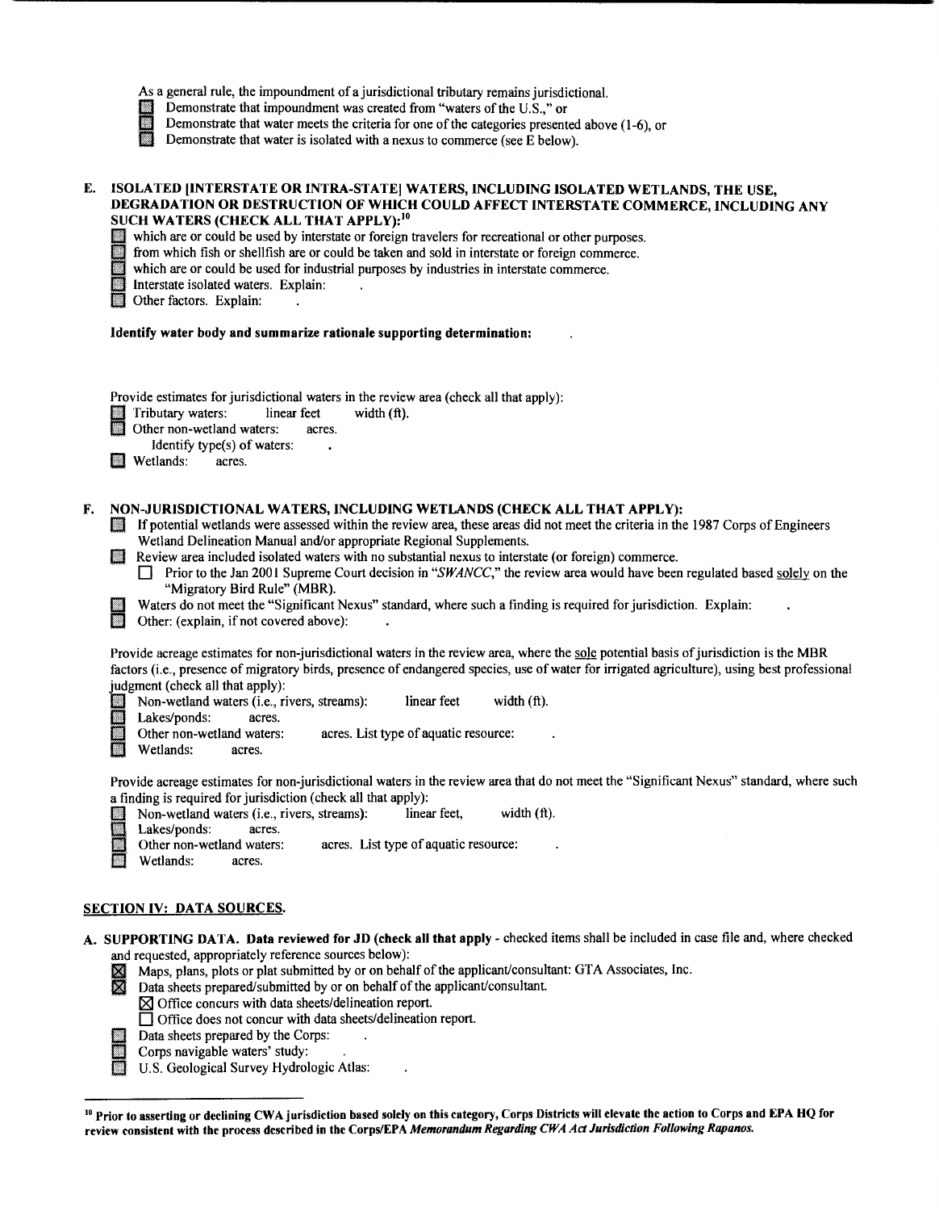As a general rule, the impoundment of a jurisdictional tributary remains jurisdictional.

- ☐ Demonstrate that impoundment was created from "waters of the U.S.," or
- ☐ Demonstrate that water meets the criteria for one of the categories presented above (1-6), or
- ☐ Demonstrate that water is isolated with a nexus to commerce (see E below).

**E. ISOLATED [INTERSTATE OR INTRA-STATE] WATERS, INCLUDING ISOLATED WETLANDS, THE USE, DEGRADATION OR DESTRUCTION OF WHICH COULD AFFECT INTERSTATE COMMERCE, INCLUDING ANY SUCH WATERS (CHECK ALL THAT APPLY):**[10]

- ☐ which are or could be used by interstate or foreign travelers for recreational or other purposes.
- ☐ from which fish or shellfish are or could be taken and sold in interstate or foreign commerce.
- ☐ which are or could be used for industrial purposes by industries in interstate commerce.
- ☐ Interstate isolated waters. Explain: .
- ☐ Other factors. Explain: .

**Identify water body and summarize rationale supporting determination:** .

Provide estimates for jurisdictional waters in the review area (check all that apply):

- ☐ Tributary waters: linear feet width (ft).
- ☐ Other non-wetland waters: acres.
  - Identify type(s) of waters: .
- ☐ Wetlands: acres.

**F. NON-JURISDICTIONAL WATERS, INCLUDING WETLANDS (CHECK ALL THAT APPLY):**

- ☐ If potential wetlands were assessed within the review area, these areas did not meet the criteria in the 1987 Corps of Engineers Wetland Delineation Manual and/or appropriate Regional Supplements.
- ☐ Review area included isolated waters with no substantial nexus to interstate (or foreign) commerce.
  - ☐ Prior to the Jan 2001 Supreme Court decision in "*SWANCC*," the review area would have been regulated based solely on the "Migratory Bird Rule" (MBR).
- ☐ Waters do not meet the "Significant Nexus" standard, where such a finding is required for jurisdiction. Explain: .
- ☐ Other: (explain, if not covered above): .

Provide acreage estimates for non-jurisdictional waters in the review area, where the sole potential basis of jurisdiction is the MBR factors (i.e., presence of migratory birds, presence of endangered species, use of water for irrigated agriculture), using best professional judgment (check all that apply):

- ☐ Non-wetland waters (i.e., rivers, streams): linear feet width (ft).
- ☐ Lakes/ponds: acres.
- ☐ Other non-wetland waters: acres. List type of aquatic resource: .
- ☐ Wetlands: acres.

Provide acreage estimates for non-jurisdictional waters in the review area that do not meet the "Significant Nexus" standard, where such a finding is required for jurisdiction (check all that apply):

- ☐ Non-wetland waters (i.e., rivers, streams): linear feet, width (ft).
- ☐ Lakes/ponds: acres.
- ☐ Other non-wetland waters: acres. List type of aquatic resource: .
- ☐ Wetlands: acres.

## SECTION IV: DATA SOURCES.

**A. SUPPORTING DATA. Data reviewed for JD (check all that apply** - checked items shall be included in case file and, where checked and requested, appropriately reference sources below):

- ☒ Maps, plans, plots or plat submitted by or on behalf of the applicant/consultant: GTA Associates, Inc.
- ☒ Data sheets prepared/submitted by or on behalf of the applicant/consultant.
  - ☒ Office concurs with data sheets/delineation report.
  - ☐ Office does not concur with data sheets/delineation report.
- ☐ Data sheets prepared by the Corps: .
- ☐ Corps navigable waters' study: .
- ☐ U.S. Geological Survey Hydrologic Atlas: .

---

[10] **Prior to asserting or declining CWA jurisdiction based solely on this category, Corps Districts will elevate the action to Corps and EPA HQ for review consistent with the process described in the Corps/EPA *Memorandum Regarding CWA Act Jurisdiction Following Rapanos.***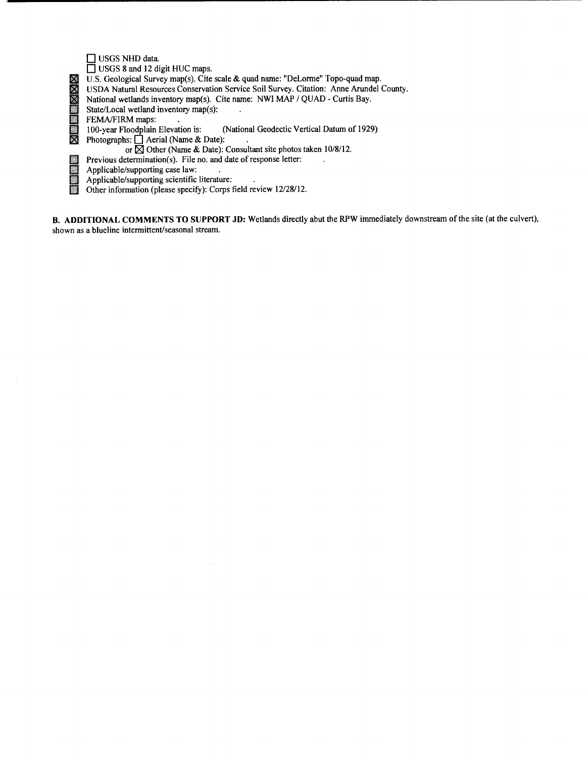☐ USGS NHD data.

☐ USGS 8 and 12 digit HUC maps.

☒ U.S. Geological Survey map(s). Cite scale & quad name: "DeLorme" Topo-quad map.

☒ USDA Natural Resources Conservation Service Soil Survey. Citation: Anne Arundel County.

☒ National wetlands inventory map(s). Cite name: NWI MAP / QUAD - Curtis Bay.

☐ State/Local wetland inventory map(s): .

☐ FEMA/FIRM maps: .

☐ 100-year Floodplain Elevation is: (National Geodectic Vertical Datum of 1929)

☒ Photographs: ☐ Aerial (Name & Date): .
or ☒ Other (Name & Date): Consultant site photos taken 10/8/12.

☐ Previous determination(s). File no. and date of response letter: .

☐ Applicable/supporting case law: .

☐ Applicable/supporting scientific literature: .

☐ Other information (please specify): Corps field review 12/28/12.

**B. ADDITIONAL COMMENTS TO SUPPORT JD:** Wetlands directly abut the RPW immediately downstream of the site (at the culvert), shown as a blueline intermittent/seasonal stream.